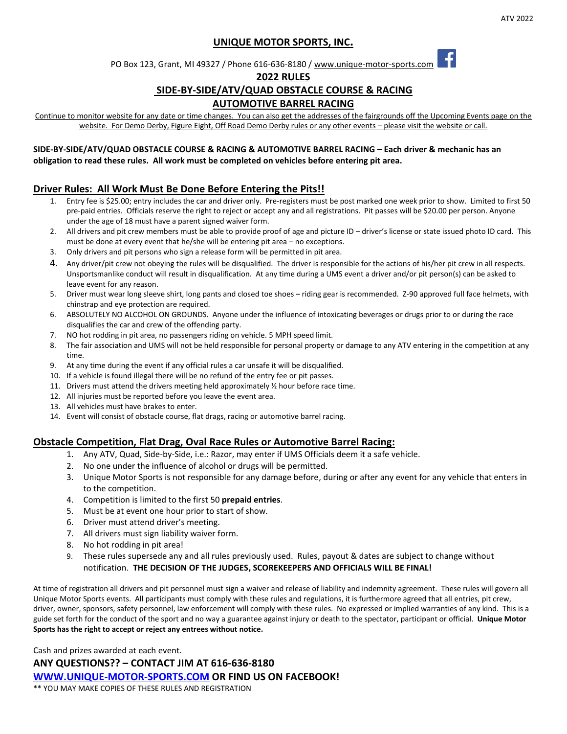# UNIQUE MOTOR SPORTS, INC.

PO Box 123, Grant, MI 49327 / Phone 616-636-8180 / www.unique-motor-sports.com

## 2022 RULES

## SIDE-BY-SIDE/ATV/QUAD OBSTACLE COURSE & RACING

## AUTOMOTIVE BARREL RACING

Continue to monitor website for any date or time changes. You can also get the addresses of the fairgrounds off the Upcoming Events page on the website. For Demo Derby, Figure Eight, Off Road Demo Derby rules or any other events – please visit the website or call.

**SIDE-BY-SIDE/ATV/QUAD OBSTACLE COURSE & RACING & AUTOMOTIVE BARREL RACING – Each driver & mechanic has an obligation to read these rules. All work must be completed on vehicles before entering pit area.**

## Driver Rules: All Work Must Be Done Before Entering the Pits!!

1. Entry fee is $25.00; entry includes the car and driver only. Pre-registers must be post marked one week prior to show. Limited to first 50 pre-paid entries. Officials reserve the right to reject or accept any and all registrations. Pit passes will be $20.00 per person. Anyone under the age of 18 must have a parent signed waiver form.
2. All drivers and pit crew members must be able to provide proof of age and picture ID – driver's license or state issued photo ID card. This must be done at every event that he/she will be entering pit area – no exceptions.
3. Only drivers and pit persons who sign a release form will be permitted in pit area.
4. Any driver/pit crew not obeying the rules will be disqualified. The driver is responsible for the actions of his/her pit crew in all respects. Unsportsmanlike conduct will result in disqualification. At any time during a UMS event a driver and/or pit person(s) can be asked to leave event for any reason.
5. Driver must wear long sleeve shirt, long pants and closed toe shoes – riding gear is recommended. Z-90 approved full face helmets, with chinstrap and eye protection are required.
6. ABSOLUTELY NO ALCOHOL ON GROUNDS. Anyone under the influence of intoxicating beverages or drugs prior to or during the race disqualifies the car and crew of the offending party.
7. NO hot rodding in pit area, no passengers riding on vehicle. 5 MPH speed limit.
8. The fair association and UMS will not be held responsible for personal property or damage to any ATV entering in the competition at any time.
9. At any time during the event if any official rules a car unsafe it will be disqualified.
10. If a vehicle is found illegal there will be no refund of the entry fee or pit passes.
11. Drivers must attend the drivers meeting held approximately ½ hour before race time.
12. All injuries must be reported before you leave the event area.
13. All vehicles must have brakes to enter.
14. Event will consist of obstacle course, flat drags, racing or automotive barrel racing.

## Obstacle Competition, Flat Drag, Oval Race Rules or Automotive Barrel Racing:

1. Any ATV, Quad, Side-by-Side, i.e.: Razor, may enter if UMS Officials deem it a safe vehicle.
2. No one under the influence of alcohol or drugs will be permitted.
3. Unique Motor Sports is not responsible for any damage before, during or after any event for any vehicle that enters in to the competition.
4. Competition is limited to the first 50 **prepaid entries**.
5. Must be at event one hour prior to start of show.
6. Driver must attend driver's meeting.
7. All drivers must sign liability waiver form.
8. No hot rodding in pit area!
9. These rules supersede any and all rules previously used. Rules, payout & dates are subject to change without notification. **THE DECISION OF THE JUDGES, SCOREKEEPERS AND OFFICIALS WILL BE FINAL!**

At time of registration all drivers and pit personnel must sign a waiver and release of liability and indemnity agreement. These rules will govern all Unique Motor Sports events. All participants must comply with these rules and regulations, it is furthermore agreed that all entries, pit crew, driver, owner, sponsors, safety personnel, law enforcement will comply with these rules. No expressed or implied warranties of any kind. This is a guide set forth for the conduct of the sport and no way a guarantee against injury or death to the spectator, participant or official. **Unique Motor Sports has the right to accept or reject any entrees without notice.**

Cash and prizes awarded at each event.

**ANY QUESTIONS?? – CONTACT JIM AT 616-636-8180**

**WWW.UNIQUE-MOTOR-SPORTS.COM OR FIND US ON FACEBOOK!**

** YOU MAY MAKE COPIES OF THESE RULES AND REGISTRATION